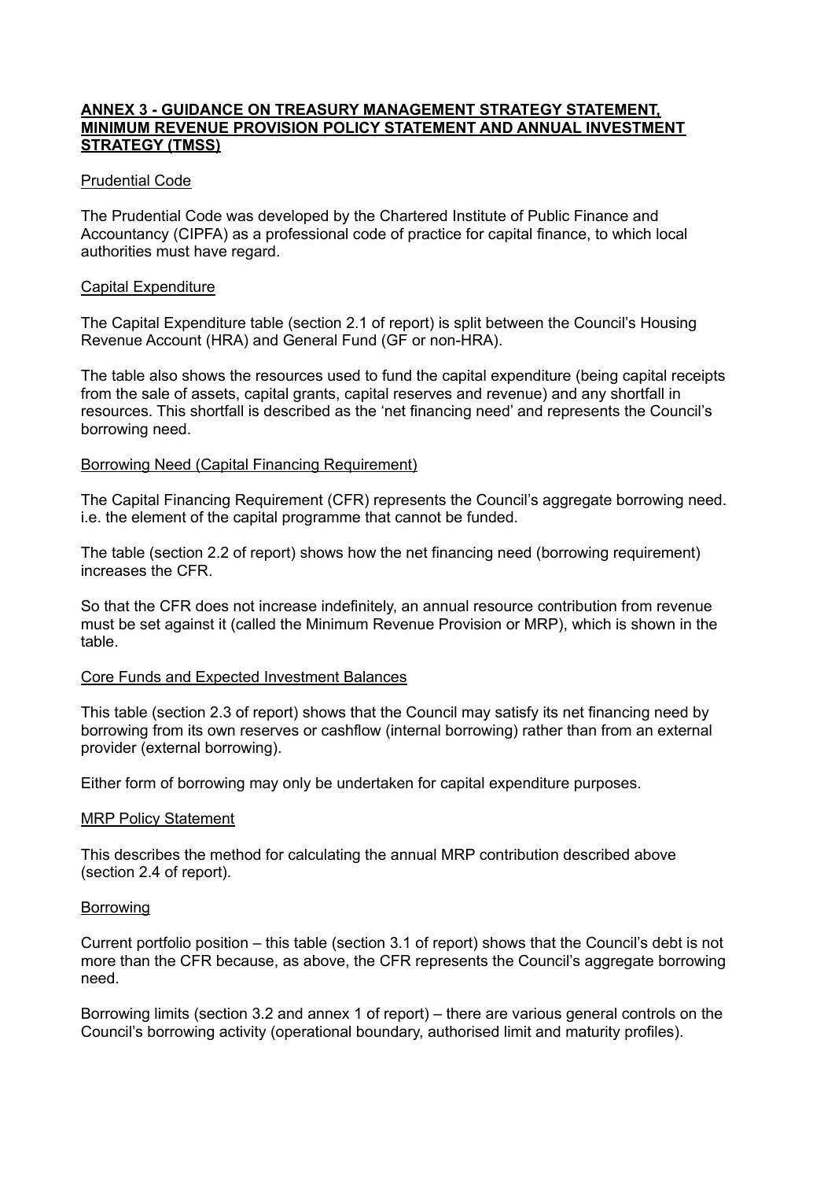# ANNEX 3 - GUIDANCE ON TREASURY MANAGEMENT STRATEGY STATEMENT, MINIMUM REVENUE PROVISION POLICY STATEMENT AND ANNUAL INVESTMENT STRATEGY (TMSS)

## Prudential Code

The Prudential Code was developed by the Chartered Institute of Public Finance and Accountancy (CIPFA) as a professional code of practice for capital finance, to which local authorities must have regard.

## Capital Expenditure

The Capital Expenditure table (section 2.1 of report) is split between the Council's Housing Revenue Account (HRA) and General Fund (GF or non-HRA).

The table also shows the resources used to fund the capital expenditure (being capital receipts from the sale of assets, capital grants, capital reserves and revenue) and any shortfall in resources. This shortfall is described as the 'net financing need' and represents the Council's borrowing need.

## Borrowing Need (Capital Financing Requirement)

The Capital Financing Requirement (CFR) represents the Council's aggregate borrowing need. i.e. the element of the capital programme that cannot be funded.

The table (section 2.2 of report) shows how the net financing need (borrowing requirement) increases the CFR.

So that the CFR does not increase indefinitely, an annual resource contribution from revenue must be set against it (called the Minimum Revenue Provision or MRP), which is shown in the table.

## Core Funds and Expected Investment Balances

This table (section 2.3 of report) shows that the Council may satisfy its net financing need by borrowing from its own reserves or cashflow (internal borrowing) rather than from an external provider (external borrowing).

Either form of borrowing may only be undertaken for capital expenditure purposes.

## MRP Policy Statement

This describes the method for calculating the annual MRP contribution described above (section 2.4 of report).

## Borrowing

Current portfolio position – this table (section 3.1 of report) shows that the Council's debt is not more than the CFR because, as above, the CFR represents the Council's aggregate borrowing need.

Borrowing limits (section 3.2 and annex 1 of report) – there are various general controls on the Council's borrowing activity (operational boundary, authorised limit and maturity profiles).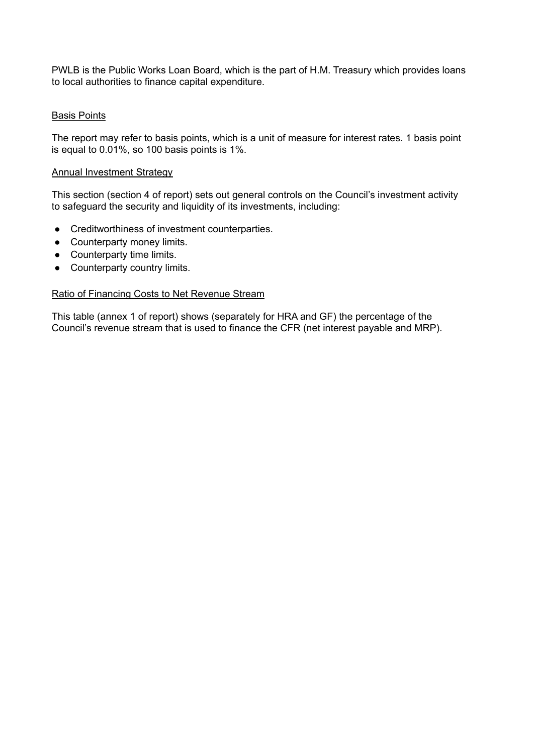PWLB is the Public Works Loan Board, which is the part of H.M. Treasury which provides loans to local authorities to finance capital expenditure.

## Basis Points

The report may refer to basis points, which is a unit of measure for interest rates. 1 basis point is equal to 0.01%, so 100 basis points is 1%.

## Annual Investment Strategy

This section (section 4 of report) sets out general controls on the Council's investment activity to safeguard the security and liquidity of its investments, including:

- Creditworthiness of investment counterparties.
- Counterparty money limits.
- Counterparty time limits.
- Counterparty country limits.

## Ratio of Financing Costs to Net Revenue Stream

This table (annex 1 of report) shows (separately for HRA and GF) the percentage of the Council's revenue stream that is used to finance the CFR (net interest payable and MRP).